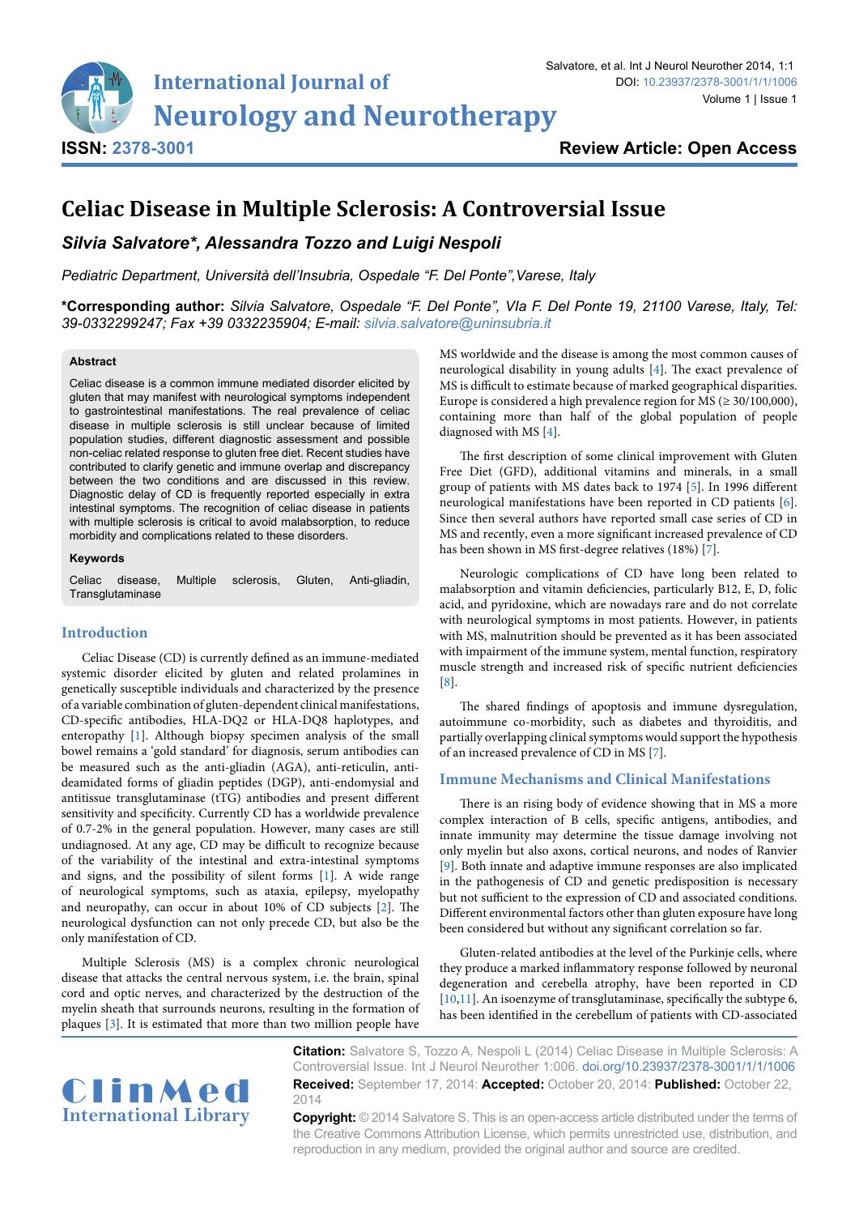# Celiac Disease in Multiple Sclerosis: A Controversial Issue

***Silvia Salvatore\*, Alessandra Tozzo and Luigi Nespoli***

*Pediatric Department, Università dell'Insubria, Ospedale "F. Del Ponte", Varese, Italy*

**\*Corresponding author:** *Silvia Salvatore, Ospedale "F. Del Ponte", VIa F. Del Ponte 19, 21100 Varese, Italy, Tel: 39-0332299247; Fax +39 0332235904; E-mail: silvia.salvatore@uninsubria.it*

**Abstract**

Celiac disease is a common immune mediated disorder elicited by gluten that may manifest with neurological symptoms independent to gastrointestinal manifestations. The real prevalence of celiac disease in multiple sclerosis is still unclear because of limited population studies, different diagnostic assessment and possible non-celiac related response to gluten free diet. Recent studies have contributed to clarify genetic and immune overlap and discrepancy between the two conditions and are discussed in this review. Diagnostic delay of CD is frequently reported especially in extra intestinal symptoms. The recognition of celiac disease in patients with multiple sclerosis is critical to avoid malabsorption, to reduce morbidity and complications related to these disorders.

**Keywords**

Celiac disease, Multiple sclerosis, Gluten, Anti-gliadin, Transglutaminase

## Introduction

Celiac Disease (CD) is currently defined as an immune-mediated systemic disorder elicited by gluten and related prolamines in genetically susceptible individuals and characterized by the presence of a variable combination of gluten-dependent clinical manifestations, CD-specific antibodies, HLA-DQ2 or HLA-DQ8 haplotypes, and enteropathy [1]. Although biopsy specimen analysis of the small bowel remains a 'gold standard' for diagnosis, serum antibodies can be measured such as the anti-gliadin (AGA), anti-reticulin, anti-deamidated forms of gliadin peptides (DGP), anti-endomysial and antitissue transglutaminase (tTG) antibodies and present different sensitivity and specificity. Currently CD has a worldwide prevalence of 0.7-2% in the general population. However, many cases are still undiagnosed. At any age, CD may be difficult to recognize because of the variability of the intestinal and extra-intestinal symptoms and signs, and the possibility of silent forms [1]. A wide range of neurological symptoms, such as ataxia, epilepsy, myelopathy and neuropathy, can occur in about 10% of CD subjects [2]. The neurological dysfunction can not only precede CD, but also be the only manifestation of CD.

Multiple Sclerosis (MS) is a complex chronic neurological disease that attacks the central nervous system, i.e. the brain, spinal cord and optic nerves, and characterized by the destruction of the myelin sheath that surrounds neurons, resulting in the formation of plaques [3]. It is estimated that more than two million people have MS worldwide and the disease is among the most common causes of neurological disability in young adults [4]. The exact prevalence of MS is difficult to estimate because of marked geographical disparities. Europe is considered a high prevalence region for MS (≥ 30/100,000), containing more than half of the global population of people diagnosed with MS [4].

The first description of some clinical improvement with Gluten Free Diet (GFD), additional vitamins and minerals, in a small group of patients with MS dates back to 1974 [5]. In 1996 different neurological manifestations have been reported in CD patients [6]. Since then several authors have reported small case series of CD in MS and recently, even a more significant increased prevalence of CD has been shown in MS first-degree relatives (18%) [7].

Neurologic complications of CD have long been related to malabsorption and vitamin deficiencies, particularly B12, E, D, folic acid, and pyridoxine, which are nowadays rare and do not correlate with neurological symptoms in most patients. However, in patients with MS, malnutrition should be prevented as it has been associated with impairment of the immune system, mental function, respiratory muscle strength and increased risk of specific nutrient deficiencies [8].

The shared findings of apoptosis and immune dysregulation, autoimmune co-morbidity, such as diabetes and thyroiditis, and partially overlapping clinical symptoms would support the hypothesis of an increased prevalence of CD in MS [7].

## Immune Mechanisms and Clinical Manifestations

There is an rising body of evidence showing that in MS a more complex interaction of B cells, specific antigens, antibodies, and innate immunity may determine the tissue damage involving not only myelin but also axons, cortical neurons, and nodes of Ranvier [9]. Both innate and adaptive immune responses are also implicated in the pathogenesis of CD and genetic predisposition is necessary but not sufficient to the expression of CD and associated conditions. Different environmental factors other than gluten exposure have long been considered but without any significant correlation so far.

Gluten-related antibodies at the level of the Purkinje cells, where they produce a marked inflammatory response followed by neuronal degeneration and cerebella atrophy, have been reported in CD [10,11]. An isoenzyme of transglutaminase, specifically the subtype 6, has been identified in the cerebellum of patients with CD-associated

**Citation:** Salvatore S, Tozzo A, Nespoli L (2014) Celiac Disease in Multiple Sclerosis: A Controversial Issue. Int J Neurol Neurother 1:006. doi.org/10.23937/2378-3001/1/1/1006

**Received:** September 17, 2014: **Accepted:** October 20, 2014: **Published:** October 22, 2014

**Copyright:** © 2014 Salvatore S. This is an open-access article distributed under the terms of the Creative Commons Attribution License, which permits unrestricted use, distribution, and reproduction in any medium, provided the original author and source are credited.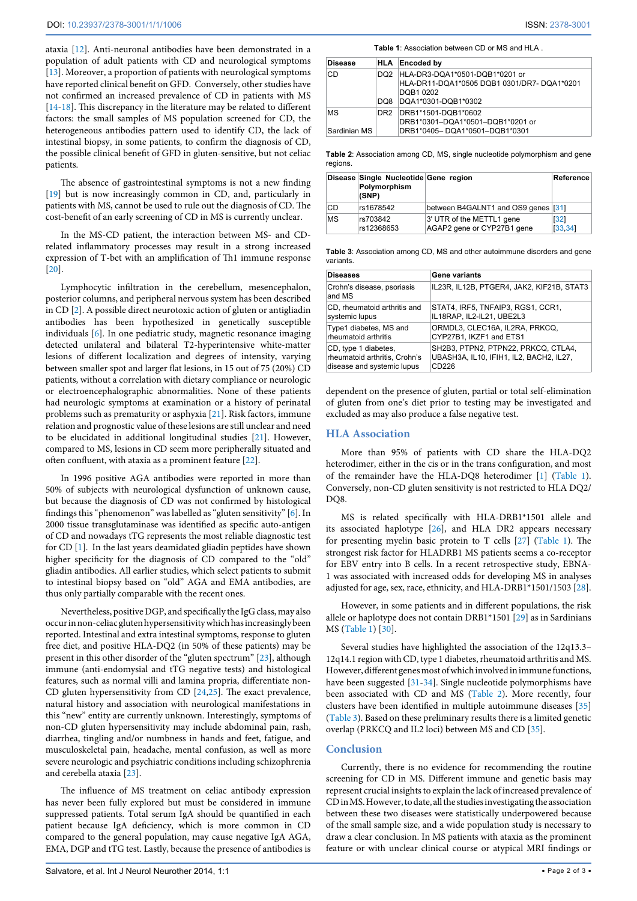ataxia [12]. Anti-neuronal antibodies have been demonstrated in a population of adult patients with CD and neurological symptoms [13]. Moreover, a proportion of patients with neurological symptoms have reported clinical benefit on GFD. Conversely, other studies have not confirmed an increased prevalence of CD in patients with MS [14-18]. This discrepancy in the literature may be related to different factors: the small samples of MS population screened for CD, the heterogeneous antibodies pattern used to identify CD, the lack of intestinal biopsy, in some patients, to confirm the diagnosis of CD, the possible clinical benefit of GFD in gluten-sensitive, but not celiac patients.

The absence of gastrointestinal symptoms is not a new finding [19] but is now increasingly common in CD, and, particularly in patients with MS, cannot be used to rule out the diagnosis of CD. The cost-benefit of an early screening of CD in MS is currently unclear.

In the MS-CD patient, the interaction between MS- and CD-related inflammatory processes may result in a strong increased expression of T-bet with an amplification of Th1 immune response [20].

Lymphocytic infiltration in the cerebellum, mesencephalon, posterior columns, and peripheral nervous system has been described in CD [2]. A possible direct neurotoxic action of gluten or antigliadin antibodies has been hypothesized in genetically susceptible individuals [6]. In one pediatric study, magnetic resonance imaging detected unilateral and bilateral T2-hyperintensive white-matter lesions of different localization and degrees of intensity, varying between smaller spot and larger flat lesions, in 15 out of 75 (20%) CD patients, without a correlation with dietary compliance or neurologic or electroencephalographic abnormalities. None of these patients had neurologic symptoms at examination or a history of perinatal problems such as prematurity or asphyxia [21]. Risk factors, immune relation and prognostic value of these lesions are still unclear and need to be elucidated in additional longitudinal studies [21]. However, compared to MS, lesions in CD seem more peripherally situated and often confluent, with ataxia as a prominent feature [22].

In 1996 positive AGA antibodies were reported in more than 50% of subjects with neurological dysfunction of unknown cause, but because the diagnosis of CD was not confirmed by histological findings this "phenomenon" was labelled as "gluten sensitivity" [6]. In 2000 tissue transglutaminase was identified as specific auto-antigen of CD and nowadays tTG represents the most reliable diagnostic test for CD [1]. In the last years deamidated gliadin peptides have shown higher specificity for the diagnosis of CD compared to the "old" gliadin antibodies. All earlier studies, which select patients to submit to intestinal biopsy based on "old" AGA and EMA antibodies, are thus only partially comparable with the recent ones.

Nevertheless, positive DGP, and specifically the IgG class, may also occur in non-celiac gluten hypersensitivity which has increasingly been reported. Intestinal and extra intestinal symptoms, response to gluten free diet, and positive HLA-DQ2 (in 50% of these patients) may be present in this other disorder of the "gluten spectrum" [23], although immune (anti-endomysial and tTG negative tests) and histological features, such as normal villi and lamina propria, differentiate non-CD gluten hypersensitivity from CD [24,25]. The exact prevalence, natural history and association with neurological manifestations in this "new" entity are currently unknown. Interestingly, symptoms of non-CD gluten hypersensitivity may include abdominal pain, rash, diarrhea, tingling and/or numbness in hands and feet, fatigue, and musculoskeletal pain, headache, mental confusion, as well as more severe neurologic and psychiatric conditions including schizophrenia and cerebella ataxia [23].

The influence of MS treatment on celiac antibody expression has never been fully explored but must be considered in immune suppressed patients. Total serum IgA should be quantified in each patient because IgA deficiency, which is more common in CD compared to the general population, may cause negative IgA AGA, EMA, DGP and tTG test. Lastly, because the presence of antibodies is dependent on the presence of gluten, partial or total self-elimination of gluten from one's diet prior to testing may be investigated and excluded as may also produce a false negative test.

**Table 1**: Association between CD or MS and HLA .

| Disease | HLA | Encoded by |
|---|---|---|
| CD | DQ2 | HLA-DR3-DQA1*0501-DQB1*0201 or HLA-DR11-DQA1*0505 DQB1 0301/DR7- DQA1*0201 DQB1 0202 |
| | DQ8 | DQA1*0301-DQB1*0302 |
| MS | DR2 | DRB1*1501-DQB1*0602 |
| Sardinian MS | | DRB1*0301–DQA1*0501–DQB1*0201 or DRB1*0405– DQA1*0501–DQB1*0301 |

**Table 2**: Association among CD, MS, single nucleotide polymorphism and gene regions.

| Disease | Single Nucleotide Polymorphism (SNP) | Gene region | Reference |
|---|---|---|---|
| CD | rs1678542 | between B4GALNT1 and OS9 genes | [31] |
| MS | rs703842 | 3' UTR of the METTL1 gene | [32] |
| | rs12368653 | AGAP2 gene or CYP27B1 gene | [33,34] |

**Table 3**: Association among CD, MS and other autoimmune disorders and gene variants.

| Diseases | Gene variants |
|---|---|
| Crohn's disease, psoriasis and MS | IL23R, IL12B, PTGER4, JAK2, KIF21B, STAT3 |
| CD, rheumatoid arthritis and systemic lupus | STAT4, IRF5, TNFAIP3, RGS1, CCR1, IL18RAP, IL2-IL21, UBE2L3 |
| Type1 diabetes, MS and rheumatoid arthritis | ORMDL3, CLEC16A, IL2RA, PRKCQ, CYP27B1, IKZF1 and ETS1 |
| CD, type 1 diabetes, rheumatoid arthritis, Crohn's disease and systemic lupus | SH2B3, PTPN2, PTPN22, PRKCQ, CTLA4, UBASH3A, IL10, IFIH1, IL2, BACH2, IL27, CD226 |

## HLA Association

More than 95% of patients with CD share the HLA-DQ2 heterodimer, either in the cis or in the trans configuration, and most of the remainder have the HLA-DQ8 heterodimer [1] (Table 1). Conversely, non-CD gluten sensitivity is not restricted to HLA DQ2/DQ8.

MS is related specifically with HLA-DRB1*1501 allele and its associated haplotype [26], and HLA DR2 appears necessary for presenting myelin basic protein to T cells [27] (Table 1). The strongest risk factor for HLADRB1 MS patients seems a co-receptor for EBV entry into B cells. In a recent retrospective study, EBNA-1 was associated with increased odds for developing MS in analyses adjusted for age, sex, ethnicity, and HLA-DRB1*1501/1503 [28].

However, in some patients and in different populations, the risk allele or haplotype does not contain DRB1*1501 [29] as in Sardinians MS (Table 1) [30].

Several studies have highlighted the association of the 12q13.3–12q14.1 region with CD, type 1 diabetes, rheumatoid arthritis and MS. However, different genes most of which involved in immune functions, have been suggested [31-34]. Single nucleotide polymorphisms have been associated with CD and MS (Table 2). More recently, four clusters have been identified in multiple autoimmune diseases [35] (Table 3). Based on these preliminary results there is a limited genetic overlap (PRKCQ and IL2 loci) between MS and CD [35].

## Conclusion

Currently, there is no evidence for recommending the routine screening for CD in MS. Different immune and genetic basis may represent crucial insights to explain the lack of increased prevalence of CD in MS. However, to date, all the studies investigating the association between these two diseases were statistically underpowered because of the small sample size, and a wide population study is necessary to draw a clear conclusion. In MS patients with ataxia as the prominent feature or with unclear clinical course or atypical MRI findings or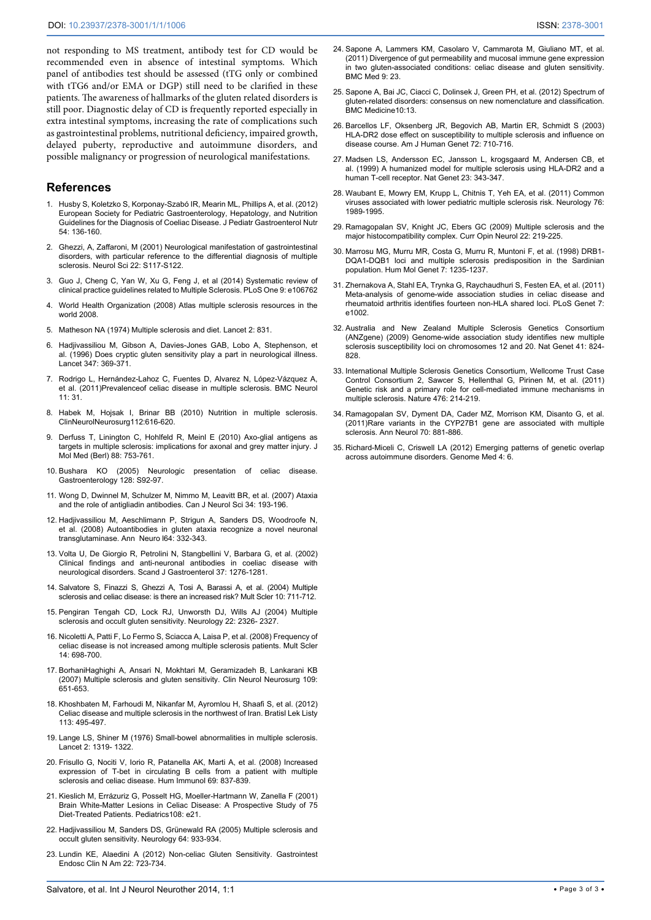not responding to MS treatment, antibody test for CD would be recommended even in absence of intestinal symptoms. Which panel of antibodies test should be assessed (tTG only or combined with tTG6 and/or EMA or DGP) still need to be clarified in these patients. The awareness of hallmarks of the gluten related disorders is still poor. Diagnostic delay of CD is frequently reported especially in extra intestinal symptoms, increasing the rate of complications such as gastrointestinal problems, nutritional deficiency, impaired growth, delayed puberty, reproductive and autoimmune disorders, and possible malignancy or progression of neurological manifestations.

## References

1. Husby S, Koletzko S, Korponay-Szabó IR, Mearin ML, Phillips A, et al. (2012) European Society for Pediatric Gastroenterology, Hepatology, and Nutrition Guidelines for the Diagnosis of Coeliac Disease. J Pediatr Gastroenterol Nutr 54: 136-160.
2. Ghezzi, A, Zaffaroni, M (2001) Neurological manifestation of gastrointestinal disorders, with particular reference to the differential diagnosis of multiple sclerosis. Neurol Sci 22: S117-S122.
3. Guo J, Cheng C, Yan W, Xu G, Feng J, et al (2014) Systematic review of clinical practice guidelines related to Multiple Sclerosis. PLoS One 9: e106762
4. World Health Organization (2008) Atlas multiple sclerosis resources in the world 2008.
5. Matheson NA (1974) Multiple sclerosis and diet. Lancet 2: 831.
6. Hadjivassiliou M, Gibson A, Davies-Jones GAB, Lobo A, Stephenson, et al. (1996) Does cryptic gluten sensitivity play a part in neurological illness. Lancet 347: 369-371.
7. Rodrigo L, Hernández-Lahoz C, Fuentes D, Alvarez N, López-Vázquez A, et al. (2011)Prevalenceof celiac disease in multiple sclerosis. BMC Neurol 11: 31.
8. Habek M, Hojsak I, Brinar BB (2010) Nutrition in multiple sclerosis. ClinNeurolNeurosurg112:616-620.
9. Derfuss T, Linington C, Hohlfeld R, Meinl E (2010) Axo-glial antigens as targets in multiple sclerosis: implications for axonal and grey matter injury. J Mol Med (Berl) 88: 753-761.
10. Bushara KO (2005) Neurologic presentation of celiac disease. Gastroenterology 128: S92-97.
11. Wong D, Dwinnel M, Schulzer M, Nimmo M, Leavitt BR, et al. (2007) Ataxia and the role of antigliadin antibodies. Can J Neurol Sci 34: 193-196.
12. Hadjivassiliou M, Aeschlimann P, Strigun A, Sanders DS, Woodroofe N, et al. (2008) Autoantibodies in gluten ataxia recognize a novel neuronal transglutaminase. Ann Neuro l64: 332-343.
13. Volta U, De Giorgio R, Petrolini N, Stangbellini V, Barbara G, et al. (2002) Clinical findings and anti-neuronal antibodies in coeliac disease with neurological disorders. Scand J Gastroenterol 37: 1276-1281.
14. Salvatore S, Finazzi S, Ghezzi A, Tosi A, Barassi A, et al. (2004) Multiple sclerosis and celiac disease: is there an increased risk? Mult Scler 10: 711-712.
15. Pengiran Tengah CD, Lock RJ, Unworsth DJ, Wills AJ (2004) Multiple sclerosis and occult gluten sensitivity. Neurology 22: 2326- 2327.
16. Nicoletti A, Patti F, Lo Fermo S, Sciacca A, Laisa P, et al. (2008) Frequency of celiac disease is not increased among multiple sclerosis patients. Mult Scler 14: 698-700.
17. BorhaniHaghighi A, Ansari N, Mokhtari M, Geramizadeh B, Lankarani KB (2007) Multiple sclerosis and gluten sensitivity. Clin Neurol Neurosurg 109: 651-653.
18. Khoshbaten M, Farhoudi M, Nikanfar M, Ayromlou H, Shaafi S, et al. (2012) Celiac disease and multiple sclerosis in the northwest of Iran. Bratisl Lek Listy 113: 495-497.
19. Lange LS, Shiner M (1976) Small-bowel abnormalities in multiple sclerosis. Lancet 2: 1319- 1322.
20. Frisullo G, Nociti V, Iorio R, Patanella AK, Marti A, et al. (2008) Increased expression of T-bet in circulating B cells from a patient with multiple sclerosis and celiac disease. Hum Immunol 69: 837-839.
21. Kieslich M, Errázuriz G, Posselt HG, Moeller-Hartmann W, Zanella F (2001) Brain White-Matter Lesions in Celiac Disease: A Prospective Study of 75 Diet-Treated Patients. Pediatrics108: e21.
22. Hadjivassiliou M, Sanders DS, Grünewald RA (2005) Multiple sclerosis and occult gluten sensitivity. Neurology 64: 933-934.
23. Lundin KE, Alaedini A (2012) Non-celiac Gluten Sensitivity. Gastrointest Endosc Clin N Am 22: 723-734.
24. Sapone A, Lammers KM, Casolaro V, Cammarota M, Giuliano MT, et al. (2011) Divergence of gut permeability and mucosal immune gene expression in two gluten-associated conditions: celiac disease and gluten sensitivity. BMC Med 9: 23.
25. Sapone A, Bai JC, Ciacci C, Dolinsek J, Green PH, et al. (2012) Spectrum of gluten-related disorders: consensus on new nomenclature and classification. BMC Medicine10:13.
26. Barcellos LF, Oksenberg JR, Begovich AB, Martin ER, Schmidt S (2003) HLA-DR2 dose effect on susceptibility to multiple sclerosis and influence on disease course. Am J Human Genet 72: 710-716.
27. Madsen LS, Andersson EC, Jansson L, krogsgaard M, Andersen CB, et al. (1999) A humanized model for multiple sclerosis using HLA-DR2 and a human T-cell receptor. Nat Genet 23: 343-347.
28. Waubant E, Mowry EM, Krupp L, Chitnis T, Yeh EA, et al. (2011) Common viruses associated with lower pediatric multiple sclerosis risk. Neurology 76: 1989-1995.
29. Ramagopalan SV, Knight JC, Ebers GC (2009) Multiple sclerosis and the major histocompatibility complex. Curr Opin Neurol 22: 219-225.
30. Marrosu MG, Murru MR, Costa G, Murru R, Muntoni F, et al. (1998) DRB1-DQA1-DQB1 loci and multiple sclerosis predisposition in the Sardinian population. Hum Mol Genet 7: 1235-1237.
31. Zhernakova A, Stahl EA, Trynka G, Raychaudhuri S, Festen EA, et al. (2011) Meta-analysis of genome-wide association studies in celiac disease and rheumatoid arthritis identifies fourteen non-HLA shared loci. PLoS Genet 7: e1002.
32. Australia and New Zealand Multiple Sclerosis Genetics Consortium (ANZgene) (2009) Genome-wide association study identifies new multiple sclerosis susceptibility loci on chromosomes 12 and 20. Nat Genet 41: 824-828.
33. International Multiple Sclerosis Genetics Consortium, Wellcome Trust Case Control Consortium 2, Sawcer S, Hellenthal G, Pirinen M, et al. (2011) Genetic risk and a primary role for cell-mediated immune mechanisms in multiple sclerosis. Nature 476: 214-219.
34. Ramagopalan SV, Dyment DA, Cader MZ, Morrison KM, Disanto G, et al. (2011)Rare variants in the CYP27B1 gene are associated with multiple sclerosis. Ann Neurol 70: 881-886.
35. Richard-Miceli C, Criswell LA (2012) Emerging patterns of genetic overlap across autoimmune disorders. Genome Med 4: 6.